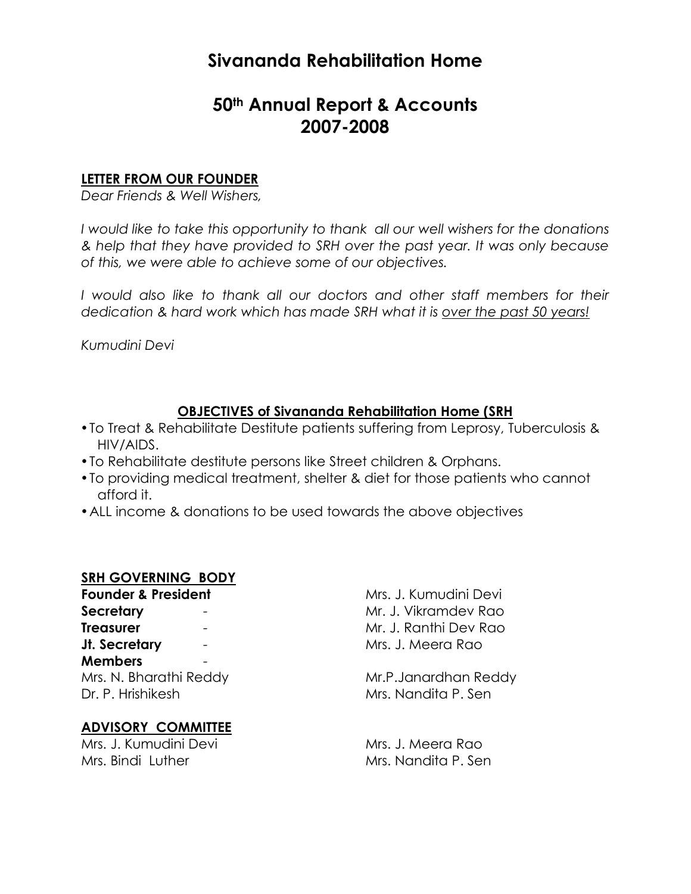# Sivananda Rehabilitation Home

## 50th Annual Report & Accounts 2007-2008

**LETTER FROM OUR FOUNDER**

*Dear Friends & Well Wishers,*

*I would like to take this opportunity to thank all our well wishers for the donations & help that they have provided to SRH over the past year. It was only because of this, we were able to achieve some of our objectives.*

*I would also like to thank all our doctors and other staff members for their dedication & hard work which has made SRH what it is over the past 50 years!*

*Kumudini Devi*

**OBJECTIVES of Sivananda Rehabilitation Home (SRH**

- To Treat & Rehabilitate Destitute patients suffering from Leprosy, Tuberculosis & HIV/AIDS.
- To Rehabilitate destitute persons like Street children & Orphans.
- To providing medical treatment, shelter & diet for those patients who cannot afford it.
- ALL income & donations to be used towards the above objectives

**SRH GOVERNING BODY**

**Founder & President** Mrs. J. Kumudini Devi
**Secretary** - Mr. J. Vikramdev Rao
**Treasurer** - Mr. J. Ranthi Dev Rao
**Jt. Secretary** - Mrs. J. Meera Rao
**Members** -
Mrs. N. Bharathi Reddy
Mr.P.Janardhan Reddy
Dr. P. Hrishikesh
Mrs. Nandita P. Sen

**ADVISORY COMMITTEE**

Mrs. J. Kumudini Devi
Mrs. J. Meera Rao
Mrs. Bindi Luther
Mrs. Nandita P. Sen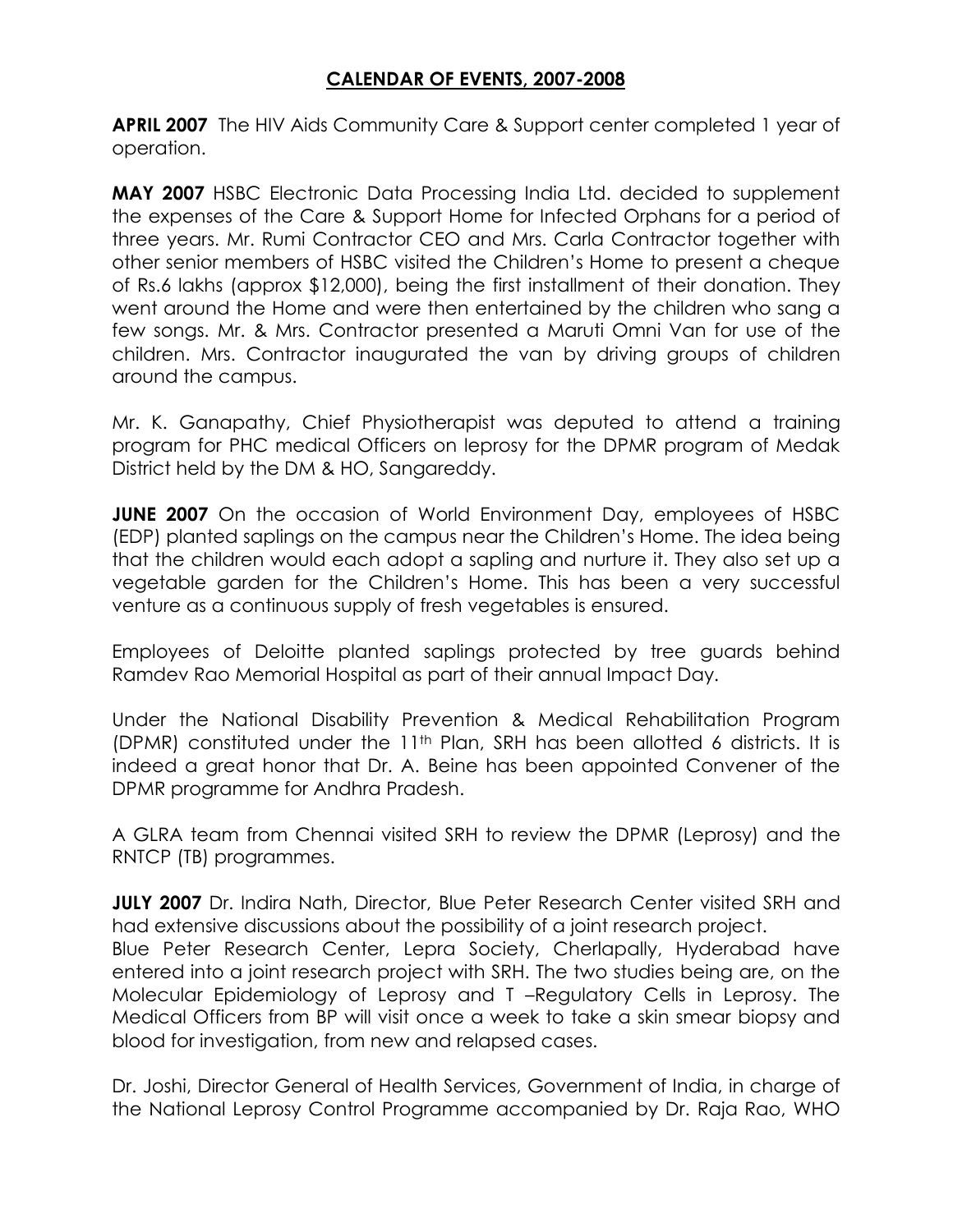## CALENDAR OF EVENTS, 2007-2008

**APRIL 2007** The HIV Aids Community Care & Support center completed 1 year of operation.

**MAY 2007** HSBC Electronic Data Processing India Ltd. decided to supplement the expenses of the Care & Support Home for Infected Orphans for a period of three years. Mr. Rumi Contractor CEO and Mrs. Carla Contractor together with other senior members of HSBC visited the Children's Home to present a cheque of Rs.6 lakhs (approx $12,000), being the first installment of their donation. They went around the Home and were then entertained by the children who sang a few songs. Mr. & Mrs. Contractor presented a Maruti Omni Van for use of the children. Mrs. Contractor inaugurated the van by driving groups of children around the campus.

Mr. K. Ganapathy, Chief Physiotherapist was deputed to attend a training program for PHC medical Officers on leprosy for the DPMR program of Medak District held by the DM & HO, Sangareddy.

**JUNE 2007** On the occasion of World Environment Day, employees of HSBC (EDP) planted saplings on the campus near the Children's Home. The idea being that the children would each adopt a sapling and nurture it. They also set up a vegetable garden for the Children's Home. This has been a very successful venture as a continuous supply of fresh vegetables is ensured.

Employees of Deloitte planted saplings protected by tree guards behind Ramdev Rao Memorial Hospital as part of their annual Impact Day.

Under the National Disability Prevention & Medical Rehabilitation Program (DPMR) constituted under the 11th Plan, SRH has been allotted 6 districts. It is indeed a great honor that Dr. A. Beine has been appointed Convener of the DPMR programme for Andhra Pradesh.

A GLRA team from Chennai visited SRH to review the DPMR (Leprosy) and the RNTCP (TB) programmes.

**JULY 2007** Dr. Indira Nath, Director, Blue Peter Research Center visited SRH and had extensive discussions about the possibility of a joint research project.
Blue Peter Research Center, Lepra Society, Cherlapally, Hyderabad have entered into a joint research project with SRH. The two studies being are, on the Molecular Epidemiology of Leprosy and T –Regulatory Cells in Leprosy. The Medical Officers from BP will visit once a week to take a skin smear biopsy and blood for investigation, from new and relapsed cases.

Dr. Joshi, Director General of Health Services, Government of India, in charge of the National Leprosy Control Programme accompanied by Dr. Raja Rao, WHO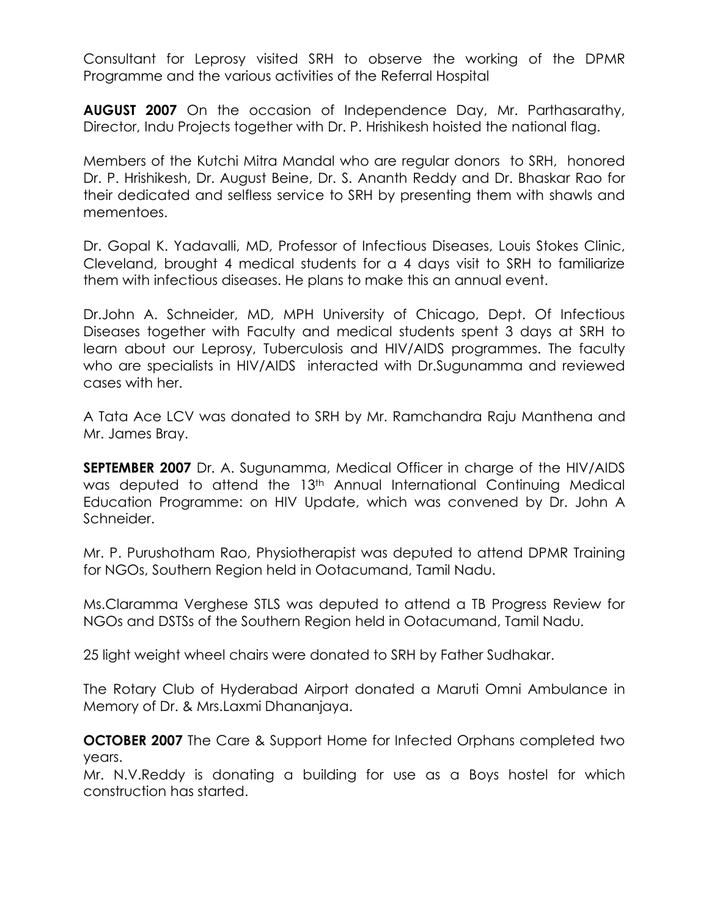Consultant for Leprosy visited SRH to observe the working of the DPMR Programme and the various activities of the Referral Hospital

**AUGUST 2007** On the occasion of Independence Day, Mr. Parthasarathy, Director, Indu Projects together with Dr. P. Hrishikesh hoisted the national flag.

Members of the Kutchi Mitra Mandal who are regular donors to SRH, honored Dr. P. Hrishikesh, Dr. August Beine, Dr. S. Ananth Reddy and Dr. Bhaskar Rao for their dedicated and selfless service to SRH by presenting them with shawls and mementoes.

Dr. Gopal K. Yadavalli, MD, Professor of Infectious Diseases, Louis Stokes Clinic, Cleveland, brought 4 medical students for a 4 days visit to SRH to familiarize them with infectious diseases. He plans to make this an annual event.

Dr.John A. Schneider, MD, MPH University of Chicago, Dept. Of Infectious Diseases together with Faculty and medical students spent 3 days at SRH to learn about our Leprosy, Tuberculosis and HIV/AIDS programmes. The faculty who are specialists in HIV/AIDS interacted with Dr.Sugunamma and reviewed cases with her.

A Tata Ace LCV was donated to SRH by Mr. Ramchandra Raju Manthena and Mr. James Bray.

**SEPTEMBER 2007** Dr. A. Sugunamma, Medical Officer in charge of the HIV/AIDS was deputed to attend the 13th Annual International Continuing Medical Education Programme: on HIV Update, which was convened by Dr. John A Schneider.

Mr. P. Purushotham Rao, Physiotherapist was deputed to attend DPMR Training for NGOs, Southern Region held in Ootacumand, Tamil Nadu.

Ms.Claramma Verghese STLS was deputed to attend a TB Progress Review for NGOs and DSTSs of the Southern Region held in Ootacumand, Tamil Nadu.

25 light weight wheel chairs were donated to SRH by Father Sudhakar.

The Rotary Club of Hyderabad Airport donated a Maruti Omni Ambulance in Memory of Dr. & Mrs.Laxmi Dhananjaya.

**OCTOBER 2007** The Care & Support Home for Infected Orphans completed two years.
Mr. N.V.Reddy is donating a building for use as a Boys hostel for which construction has started.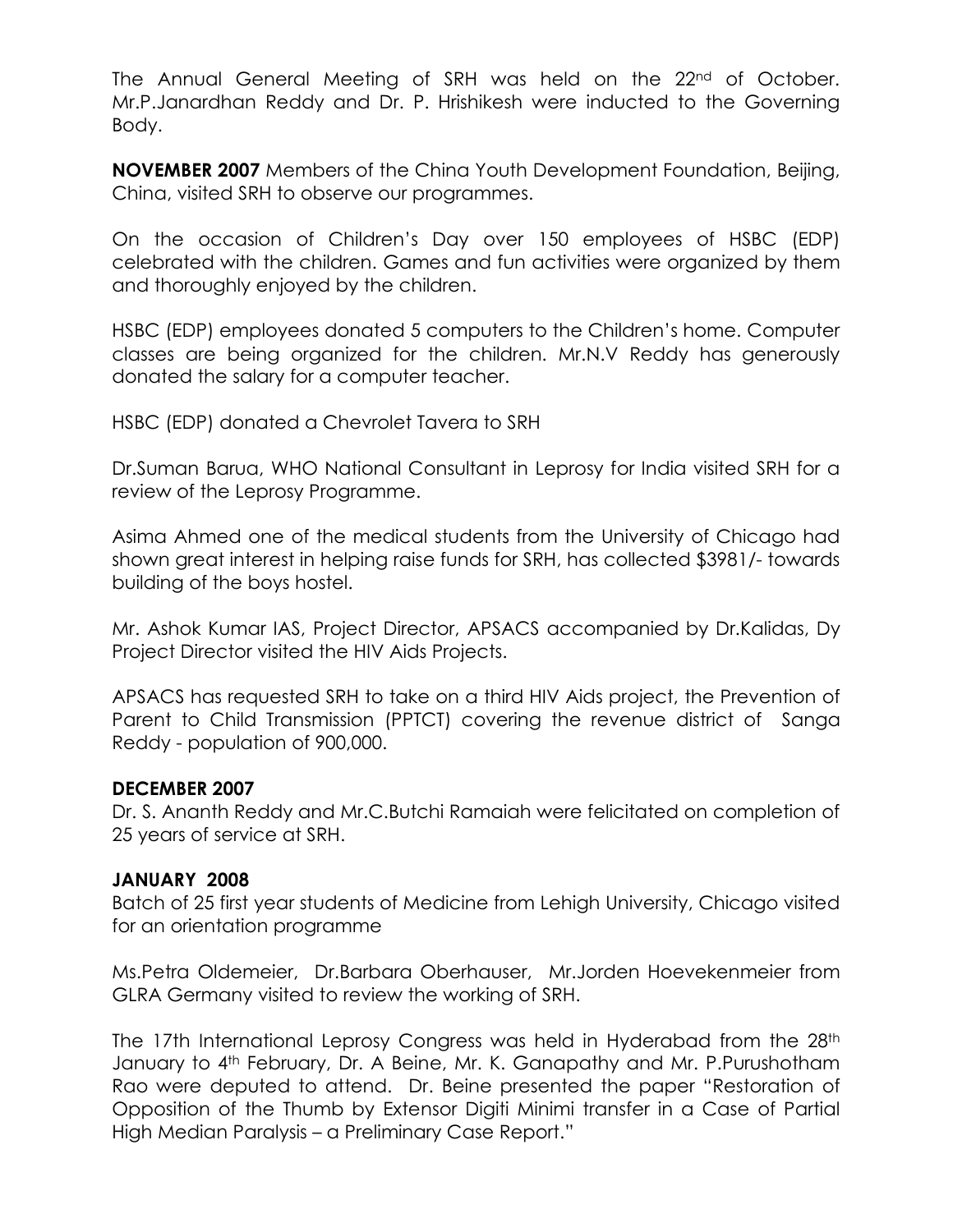The Annual General Meeting of SRH was held on the 22nd of October. Mr.P.Janardhan Reddy and Dr. P. Hrishikesh were inducted to the Governing Body.

**NOVEMBER 2007** Members of the China Youth Development Foundation, Beijing, China, visited SRH to observe our programmes.

On the occasion of Children's Day over 150 employees of HSBC (EDP) celebrated with the children. Games and fun activities were organized by them and thoroughly enjoyed by the children.

HSBC (EDP) employees donated 5 computers to the Children's home. Computer classes are being organized for the children. Mr.N.V Reddy has generously donated the salary for a computer teacher.

HSBC (EDP) donated a Chevrolet Tavera to SRH

Dr.Suman Barua, WHO National Consultant in Leprosy for India visited SRH for a review of the Leprosy Programme.

Asima Ahmed one of the medical students from the University of Chicago had shown great interest in helping raise funds for SRH, has collected $3981/- towards building of the boys hostel.

Mr. Ashok Kumar IAS, Project Director, APSACS accompanied by Dr.Kalidas, Dy Project Director visited the HIV Aids Projects.

APSACS has requested SRH to take on a third HIV Aids project, the Prevention of Parent to Child Transmission (PPTCT) covering the revenue district of Sanga Reddy - population of 900,000.

**DECEMBER 2007**

Dr. S. Ananth Reddy and Mr.C.Butchi Ramaiah were felicitated on completion of 25 years of service at SRH.

**JANUARY 2008**

Batch of 25 first year students of Medicine from Lehigh University, Chicago visited for an orientation programme

Ms.Petra Oldemeier, Dr.Barbara Oberhauser, Mr.Jorden Hoevekenmeier from GLRA Germany visited to review the working of SRH.

The 17th International Leprosy Congress was held in Hyderabad from the 28th January to 4th February, Dr. A Beine, Mr. K. Ganapathy and Mr. P.Purushotham Rao were deputed to attend. Dr. Beine presented the paper "Restoration of Opposition of the Thumb by Extensor Digiti Minimi transfer in a Case of Partial High Median Paralysis – a Preliminary Case Report."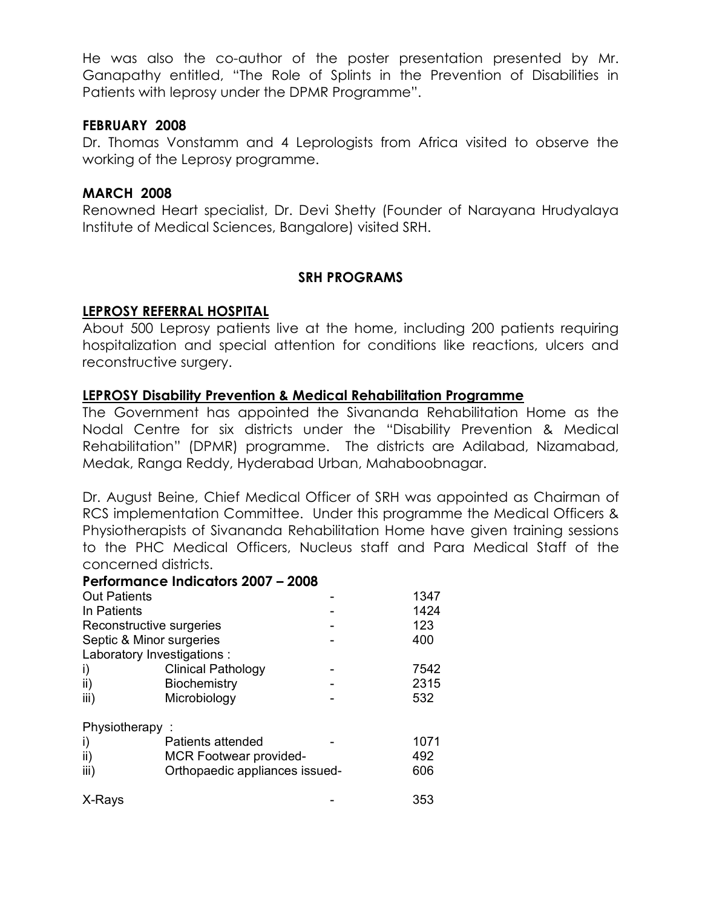He was also the co-author of the poster presentation presented by Mr. Ganapathy entitled, "The Role of Splints in the Prevention of Disabilities in Patients with leprosy under the DPMR Programme".

**FEBRUARY 2008**

Dr. Thomas Vonstamm and 4 Leprologists from Africa visited to observe the working of the Leprosy programme.

**MARCH 2008**

Renowned Heart specialist, Dr. Devi Shetty (Founder of Narayana Hrudyalaya Institute of Medical Sciences, Bangalore) visited SRH.

## SRH PROGRAMS

### LEPROSY REFERRAL HOSPITAL

About 500 Leprosy patients live at the home, including 200 patients requiring hospitalization and special attention for conditions like reactions, ulcers and reconstructive surgery.

### LEPROSY Disability Prevention & Medical Rehabilitation Programme

The Government has appointed the Sivananda Rehabilitation Home as the Nodal Centre for six districts under the "Disability Prevention & Medical Rehabilitation" (DPMR) programme. The districts are Adilabad, Nizamabad, Medak, Ranga Reddy, Hyderabad Urban, Mahaboobnagar.

Dr. August Beine, Chief Medical Officer of SRH was appointed as Chairman of RCS implementation Committee. Under this programme the Medical Officers & Physiotherapists of Sivananda Rehabilitation Home have given training sessions to the PHC Medical Officers, Nucleus staff and Para Medical Staff of the concerned districts.

**Performance Indicators 2007 – 2008**

| | | | |
|---|---|---|---|
| Out Patients | | - | 1347 |
| In Patients | | - | 1424 |
| Reconstructive surgeries | | - | 123 |
| Septic & Minor surgeries | | - | 400 |
| Laboratory Investigations : | | | |
| i) | Clinical Pathology | - | 7542 |
| ii) | Biochemistry | - | 2315 |
| iii) | Microbiology | - | 532 |
| Physiotherapy : | | | |
| i) | Patients attended | - | 1071 |
| ii) | MCR Footwear provided- | | 492 |
| iii) | Orthopaedic appliances issued- | | 606 |
| X-Rays | | - | 353 |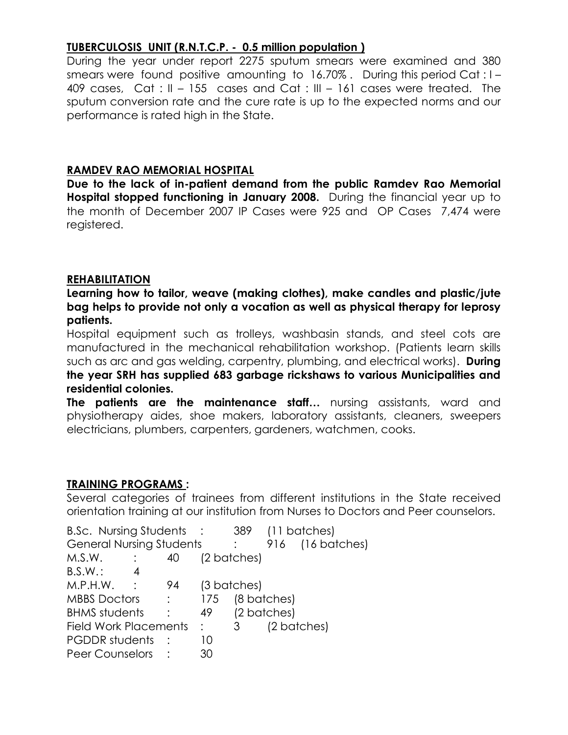## TUBERCULOSIS UNIT (R.N.T.C.P. - 0.5 million population )

During the year under report 2275 sputum smears were examined and 380 smears were found positive amounting to 16.70% . During this period Cat : I – 409 cases, Cat : II – 155 cases and Cat : III – 161 cases were treated. The sputum conversion rate and the cure rate is up to the expected norms and our performance is rated high in the State.

## RAMDEV RAO MEMORIAL HOSPITAL

**Due to the lack of in-patient demand from the public Ramdev Rao Memorial Hospital stopped functioning in January 2008.** During the financial year up to the month of December 2007 IP Cases were 925 and OP Cases 7,474 were registered.

## REHABILITATION

**Learning how to tailor, weave (making clothes), make candles and plastic/jute bag helps to provide not only a vocation as well as physical therapy for leprosy patients.**

Hospital equipment such as trolleys, washbasin stands, and steel cots are manufactured in the mechanical rehabilitation workshop. (Patients learn skills such as arc and gas welding, carpentry, plumbing, and electrical works). **During the year SRH has supplied 683 garbage rickshaws to various Municipalities and residential colonies.**

**The patients are the maintenance staff…** nursing assistants, ward and physiotherapy aides, shoe makers, laboratory assistants, cleaners, sweepers electricians, plumbers, carpenters, gardeners, watchmen, cooks.

## TRAINING PROGRAMS :

Several categories of trainees from different institutions in the State received orientation training at our institution from Nurses to Doctors and Peer counselors.

| | | |
|---|---|---|
| B.Sc. Nursing Students | 389 | (11 batches) |
| General Nursing Students | 916 | (16 batches) |
| M.S.W. | 40 | (2 batches) |
| B.S.W. | 4 | |
| M.P.H.W. | 94 | (3 batches) |
| MBBS Doctors | 175 | (8 batches) |
| BHMS students | 49 | (2 batches) |
| Field Work Placements | 3 | (2 batches) |
| PGDDR students | 10 | |
| Peer Counselors | 30 | |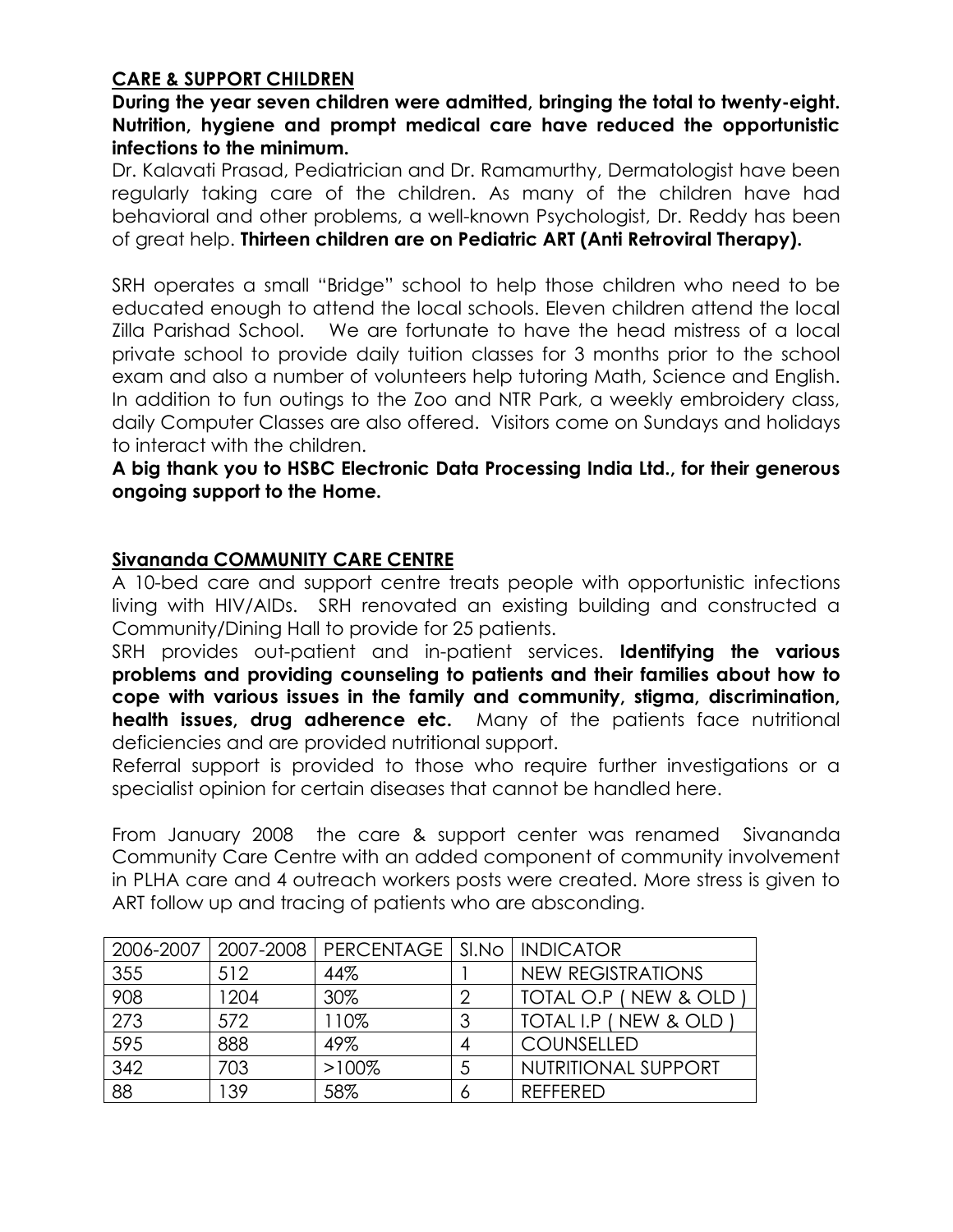## CARE & SUPPORT CHILDREN

**During the year seven children were admitted, bringing the total to twenty-eight. Nutrition, hygiene and prompt medical care have reduced the opportunistic infections to the minimum.**

Dr. Kalavati Prasad, Pediatrician and Dr. Ramamurthy, Dermatologist have been regularly taking care of the children. As many of the children have had behavioral and other problems, a well-known Psychologist, Dr. Reddy has been of great help. **Thirteen children are on Pediatric ART (Anti Retroviral Therapy).**

SRH operates a small "Bridge" school to help those children who need to be educated enough to attend the local schools. Eleven children attend the local Zilla Parishad School. We are fortunate to have the head mistress of a local private school to provide daily tuition classes for 3 months prior to the school exam and also a number of volunteers help tutoring Math, Science and English. In addition to fun outings to the Zoo and NTR Park, a weekly embroidery class, daily Computer Classes are also offered. Visitors come on Sundays and holidays to interact with the children.

**A big thank you to HSBC Electronic Data Processing India Ltd., for their generous ongoing support to the Home.**

## Sivananda COMMUNITY CARE CENTRE

A 10-bed care and support centre treats people with opportunistic infections living with HIV/AIDs. SRH renovated an existing building and constructed a Community/Dining Hall to provide for 25 patients.

SRH provides out-patient and in-patient services. **Identifying the various problems and providing counseling to patients and their families about how to cope with various issues in the family and community, stigma, discrimination, health issues, drug adherence etc.** Many of the patients face nutritional deficiencies and are provided nutritional support.

Referral support is provided to those who require further investigations or a specialist opinion for certain diseases that cannot be handled here.

From January 2008 the care & support center was renamed Sivananda Community Care Centre with an added component of community involvement in PLHA care and 4 outreach workers posts were created. More stress is given to ART follow up and tracing of patients who are absconding.

| 2006-2007 | 2007-2008 | PERCENTAGE | Sl.No | INDICATOR |
|---|---|---|---|---|
| 355 | 512 | 44% | 1 | NEW REGISTRATIONS |
| 908 | 1204 | 30% | 2 | TOTAL O.P ( NEW & OLD ) |
| 273 | 572 | 110% | 3 | TOTAL I.P ( NEW & OLD ) |
| 595 | 888 | 49% | 4 | COUNSELLED |
| 342 | 703 | >100% | 5 | NUTRITIONAL SUPPORT |
| 88 | 139 | 58% | 6 | REFFERED |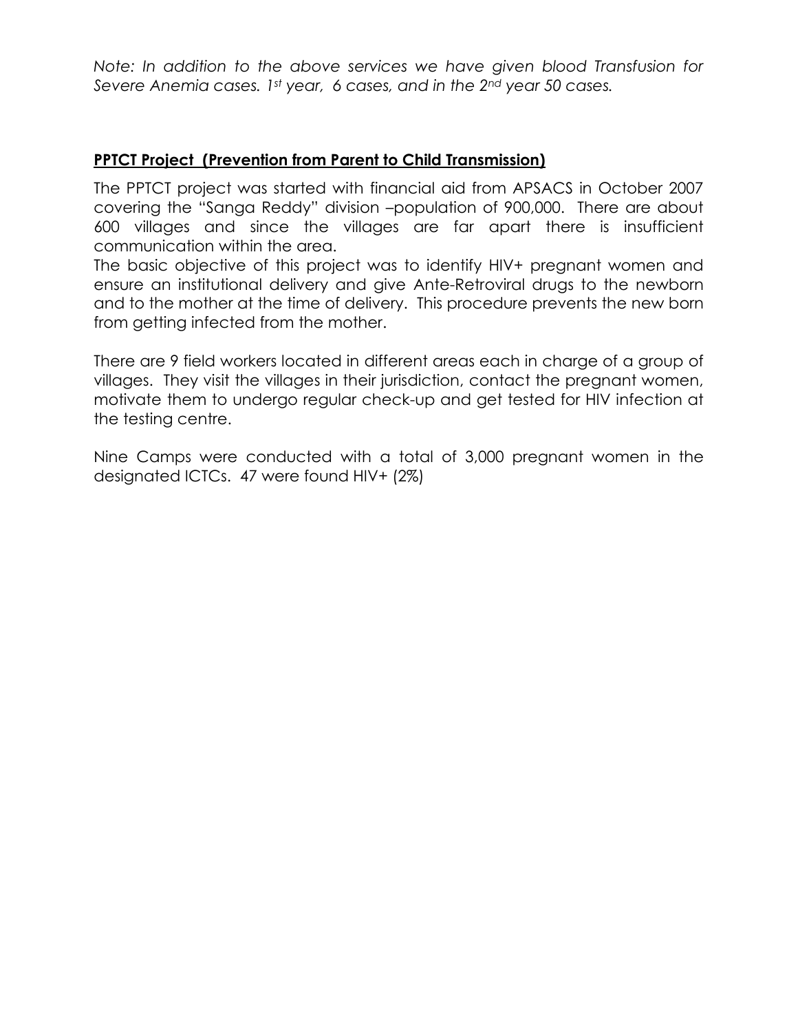*Note: In addition to the above services we have given blood Transfusion for Severe Anemia cases. 1st year, 6 cases, and in the 2nd year 50 cases.*

## PPTCT Project (Prevention from Parent to Child Transmission)

The PPTCT project was started with financial aid from APSACS in October 2007 covering the "Sanga Reddy" division –population of 900,000. There are about 600 villages and since the villages are far apart there is insufficient communication within the area.

The basic objective of this project was to identify HIV+ pregnant women and ensure an institutional delivery and give Ante-Retroviral drugs to the newborn and to the mother at the time of delivery. This procedure prevents the new born from getting infected from the mother.

There are 9 field workers located in different areas each in charge of a group of villages. They visit the villages in their jurisdiction, contact the pregnant women, motivate them to undergo regular check-up and get tested for HIV infection at the testing centre.

Nine Camps were conducted with a total of 3,000 pregnant women in the designated ICTCs. 47 were found HIV+ (2%)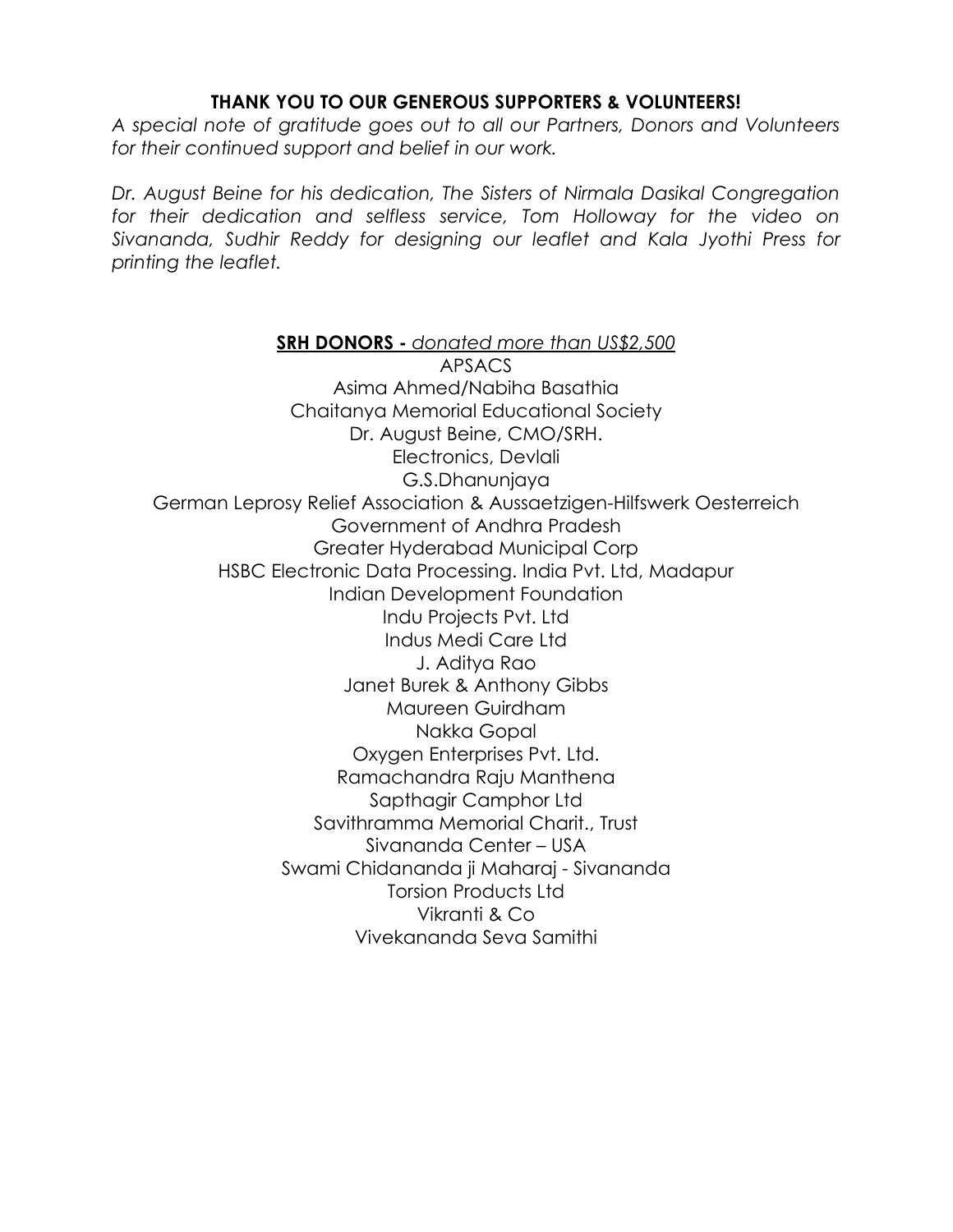**THANK YOU TO OUR GENEROUS SUPPORTERS & VOLUNTEERS!**

*A special note of gratitude goes out to all our Partners, Donors and Volunteers for their continued support and belief in our work.*

*Dr. August Beine for his dedication, The Sisters of Nirmala Dasikal Congregation for their dedication and selfless service, Tom Holloway for the video on Sivananda, Sudhir Reddy for designing our leaflet and Kala Jyothi Press for printing the leaflet.*

**SRH DONORS -** *donated more than US$2,500*

APSACS
Asima Ahmed/Nabiha Basathia
Chaitanya Memorial Educational Society
Dr. August Beine, CMO/SRH.
Electronics, Devlali
G.S.Dhanunjaya
German Leprosy Relief Association & Aussaetzigen-Hilfswerk Oesterreich
Government of Andhra Pradesh
Greater Hyderabad Municipal Corp
HSBC Electronic Data Processing. India Pvt. Ltd, Madapur
Indian Development Foundation
Indu Projects Pvt. Ltd
Indus Medi Care Ltd
J. Aditya Rao
Janet Burek & Anthony Gibbs
Maureen Guirdham
Nakka Gopal
Oxygen Enterprises Pvt. Ltd.
Ramachandra Raju Manthena
Sapthagir Camphor Ltd
Savithramma Memorial Charit., Trust
Sivananda Center – USA
Swami Chidananda ji Maharaj - Sivananda
Torsion Products Ltd
Vikranti & Co
Vivekananda Seva Samithi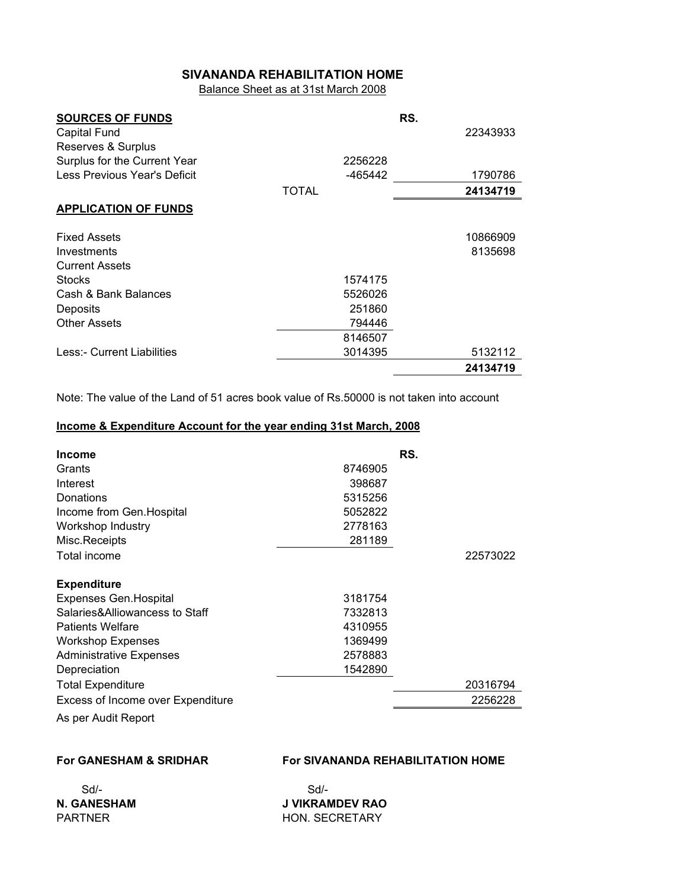# SIVANANDA REHABILITATION HOME

Balance Sheet as at 31st March 2008

| **SOURCES OF FUNDS** | | RS. |
|---|---|---|
| Capital Fund | | 22343933 |
| Reserves & Surplus | | |
| Surplus for the Current Year | 2256228 | |
| Less Previous Year's Deficit | -465442 | 1790786 |
| | TOTAL | **24134719** |

| **APPLICATION OF FUNDS** | | |
|---|---|---|
| Fixed Assets | | 10866909 |
| Investments | | 8135698 |
| Current Assets | | |
| Stocks | 1574175 | |
| Cash & Bank Balances | 5526026 | |
| Deposits | 251860 | |
| Other Assets | 794446 | |
| | 8146507 | |
| Less:- Current Liabilities | 3014395 | 5132112 |
| | | **24134719** |

Note: The value of the Land of 51 acres book value of Rs.50000 is not taken into account

## Income & Expenditure Account for the year ending 31st March, 2008

| **Income** | | RS. |
|---|---|---|
| Grants | 8746905 | |
| Interest | 398687 | |
| Donations | 5315256 | |
| Income from Gen.Hospital | 5052822 | |
| Workshop Industry | 2778163 | |
| Misc.Receipts | 281189 | |
| Total income | | 22573022 |
| **Expenditure** | | |
| Expenses Gen.Hospital | 3181754 | |
| Salaries&Alliowancess to Staff | 7332813 | |
| Patients Welfare | 4310955 | |
| Workshop Expenses | 1369499 | |
| Administrative Expenses | 2578883 | |
| Depreciation | 1542890 | |
| Total Expenditure | | 20316794 |
| Excess of Income over Expenditure | | 2256228 |

As per Audit Report

**For GANESHAM & SRIDHAR**

Sd/-

**N. GANESHAM**

PARTNER

**For SIVANANDA REHABILITATION HOME**

Sd/-

**J VIKRAMDEV RAO**

HON. SECRETARY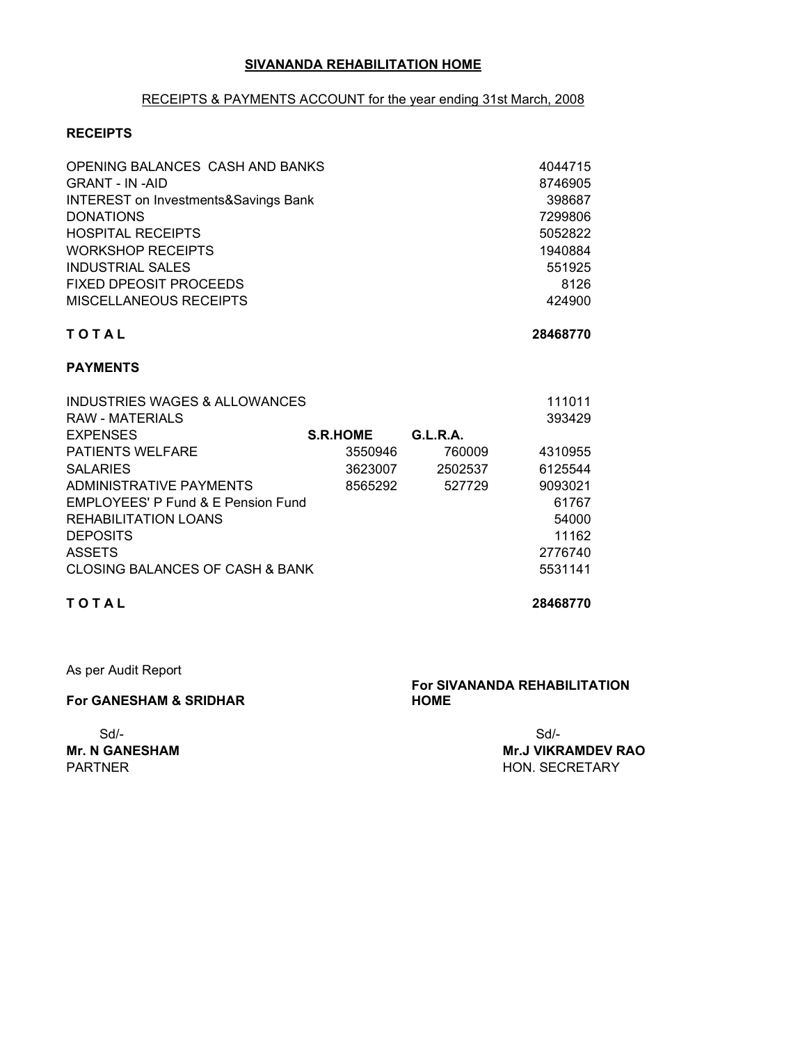**SIVANANDA REHABILITATION HOME**

RECEIPTS & PAYMENTS ACCOUNT for the year ending 31st March, 2008

**RECEIPTS**

| | |
|---|---|
| OPENING BALANCES CASH AND BANKS | 4044715 |
| GRANT - IN -AID | 8746905 |
| INTEREST on Investments&Savings Bank | 398687 |
| DONATIONS | 7299806 |
| HOSPITAL RECEIPTS | 5052822 |
| WORKSHOP RECEIPTS | 1940884 |
| INDUSTRIAL SALES | 551925 |
| FIXED DPEOSIT PROCEEDS | 8126 |
| MISCELLANEOUS RECEIPTS | 424900 |
| **T O T A L** | **28468770** |

**PAYMENTS**

| | | | |
|---|---|---|---|
| INDUSTRIES WAGES & ALLOWANCES | | | 111011 |
| RAW - MATERIALS | | | 393429 |
| EXPENSES | **S.R.HOME** | **G.L.R.A.** | |
| PATIENTS WELFARE | 3550946 | 760009 | 4310955 |
| SALARIES | 3623007 | 2502537 | 6125544 |
| ADMINISTRATIVE PAYMENTS | 8565292 | 527729 | 9093021 |
| EMPLOYEES' P Fund & E Pension Fund | | | 61767 |
| REHABILITATION LOANS | | | 54000 |
| DEPOSITS | | | 11162 |
| ASSETS | | | 2776740 |
| CLOSING BALANCES OF CASH & BANK | | | 5531141 |
| **T O T A L** | | | **28468770** |

As per Audit Report

**For GANESHAM & SRIDHAR**

Sd/-
**Mr. N GANESHAM**
PARTNER

**For SIVANANDA REHABILITATION HOME**

Sd/-
**Mr.J VIKRAMDEV RAO**
HON. SECRETARY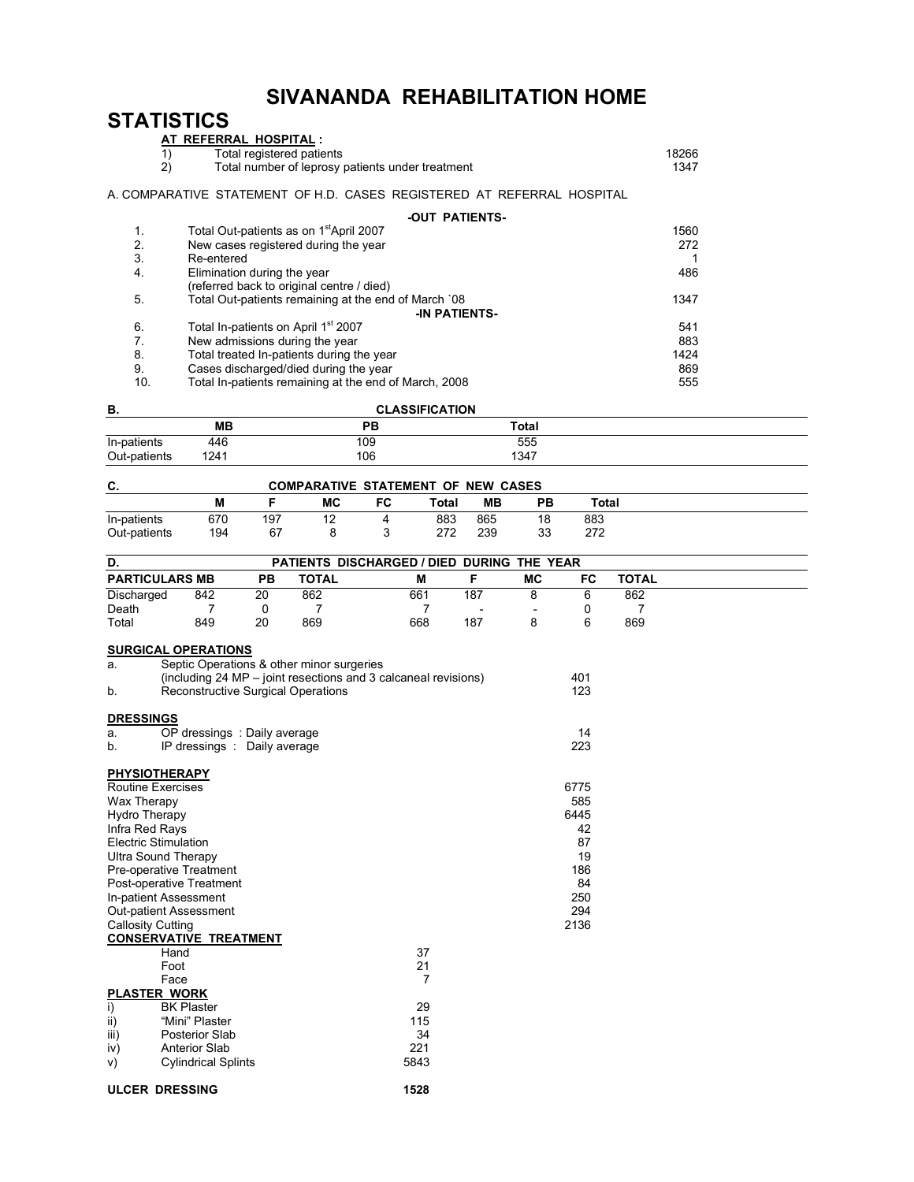# SIVANANDA REHABILITATION HOME

## STATISTICS

**AT REFERRAL HOSPITAL :**

| | | |
|---|---|---|
| 1) | Total registered patients | 18266 |
| 2) | Total number of leprosy patients under treatment | 1347 |

A. COMPARATIVE STATEMENT OF H.D. CASES REGISTERED AT REFERRAL HOSPITAL

| | -OUT PATIENTS- | |
|---|---|---|
| 1. | Total Out-patients as on 1[st] April 2007 | 1560 |
| 2. | New cases registered during the year | 272 |
| 3. | Re-entered | 1 |
| 4. | Elimination during the year (referred back to original centre / died) | 486 |
| 5. | Total Out-patients remaining at the end of March `08 | 1347 |
| | **-IN PATIENTS-** | |
| 6. | Total In-patients on April 1[st] 2007 | 541 |
| 7. | New admissions during the year | 883 |
| 8. | Total treated In-patients during the year | 1424 |
| 9. | Cases discharged/died during the year | 869 |
| 10. | Total In-patients remaining at the end of March, 2008 | 555 |

**B. CLASSIFICATION**

| | MB | PB | Total |
|---|---|---|---|
| In-patients | 446 | 109 | 555 |
| Out-patients | 1241 | 106 | 1347 |

**C. COMPARATIVE STATEMENT OF NEW CASES**

| | M | F | MC | FC | Total | MB | PB | Total |
|---|---|---|---|---|---|---|---|---|
| In-patients | 670 | 197 | 12 | 4 | 883 | 865 | 18 | 883 |
| Out-patients | 194 | 67 | 8 | 3 | 272 | 239 | 33 | 272 |

**D. PATIENTS DISCHARGED / DIED DURING THE YEAR**

| PARTICULARS | MB | PB | TOTAL | M | F | MC | FC | TOTAL |
|---|---|---|---|---|---|---|---|---|
| Discharged | 842 | 20 | 862 | 661 | 187 | 8 | 6 | 862 |
| Death | 7 | 0 | 7 | 7 | - | - | 0 | 7 |
| Total | 849 | 20 | 869 | 668 | 187 | 8 | 6 | 869 |

**SURGICAL OPERATIONS**

| | | |
|---|---|---|
| a. | Septic Operations & other minor surgeries (including 24 MP – joint resections and 3 calcaneal revisions) | 401 |
| b. | Reconstructive Surgical Operations | 123 |

**DRESSINGS**

| | | |
|---|---|---|
| a. | OP dressings : Daily average | 14 |
| b. | IP dressings : Daily average | 223 |

**PHYSIOTHERAPY**

| | |
|---|---|
| Routine Exercises | 6775 |
| Wax Therapy | 585 |
| Hydro Therapy | 6445 |
| Infra Red Rays | 42 |
| Electric Stimulation | 87 |
| Ultra Sound Therapy | 19 |
| Pre-operative Treatment | 186 |
| Post-operative Treatment | 84 |
| In-patient Assessment | 250 |
| Out-patient Assessment | 294 |
| Callosity Cutting | 2136 |

**CONSERVATIVE TREATMENT**

| | |
|---|---|
| Hand | 37 |
| Foot | 21 |
| Face | 7 |

**PLASTER WORK**

| | | |
|---|---|---|
| i) | BK Plaster | 29 |
| ii) | "Mini" Plaster | 115 |
| iii) | Posterior Slab | 34 |
| iv) | Anterior Slab | 221 |
| v) | Cylindrical Splints | 5843 |

**ULCER DRESSING** **1528**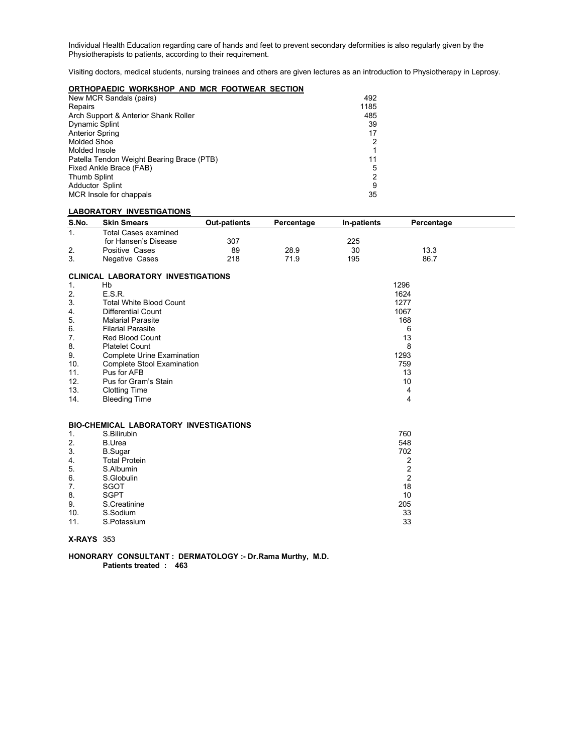Individual Health Education regarding care of hands and feet to prevent secondary deformities is also regularly given by the Physiotherapists to patients, according to their requirement.

Visiting doctors, medical students, nursing trainees and others are given lectures as an introduction to Physiotherapy in Leprosy.

## ORTHOPAEDIC WORKSHOP AND MCR FOOTWEAR SECTION

| | |
|---|---|
| New MCR Sandals (pairs) | 492 |
| Repairs | 1185 |
| Arch Support & Anterior Shank Roller | 485 |
| Dynamic Splint | 39 |
| Anterior Spring | 17 |
| Molded Shoe | 2 |
| Molded Insole | 1 |
| Patella Tendon Weight Bearing Brace (PTB) | 11 |
| Fixed Ankle Brace (FAB) | 5 |
| Thumb Splint | 2 |
| Adductor Splint | 9 |
| MCR Insole for chappals | 35 |

## LABORATORY INVESTIGATIONS

| S.No. | Skin Smears | Out-patients | Percentage | In-patients | Percentage |
|---|---|---|---|---|---|
| 1. | Total Cases examined for Hansen's Disease | 307 | | 225 | |
| 2. | Positive Cases | 89 | 28.9 | 30 | 13.3 |
| 3. | Negative Cases | 218 | 71.9 | 195 | 86.7 |

### CLINICAL LABORATORY INVESTIGATIONS

| | | |
|---|---|---|
| 1. | Hb | 1296 |
| 2. | E.S.R. | 1624 |
| 3. | Total White Blood Count | 1277 |
| 4. | Differential Count | 1067 |
| 5. | Malarial Parasite | 168 |
| 6. | Filarial Parasite | 6 |
| 7. | Red Blood Count | 13 |
| 8. | Platelet Count | 8 |
| 9. | Complete Urine Examination | 1293 |
| 10. | Complete Stool Examination | 759 |
| 11. | Pus for AFB | 13 |
| 12. | Pus for Gram's Stain | 10 |
| 13. | Clotting Time | 4 |
| 14. | Bleeding Time | 4 |

### BIO-CHEMICAL LABORATORY INVESTIGATIONS

| | | |
|---|---|---|
| 1. | S.Bilirubin | 760 |
| 2. | B.Urea | 548 |
| 3. | B.Sugar | 702 |
| 4. | Total Protein | 2 |
| 5. | S.Albumin | 2 |
| 6. | S.Globulin | 2 |
| 7. | SGOT | 18 |
| 8. | SGPT | 10 |
| 9. | S.Creatinine | 205 |
| 10. | S.Sodium | 33 |
| 11. | S.Potassium | 33 |

**X-RAYS** 353

**HONORARY CONSULTANT : DERMATOLOGY :- Dr.Rama Murthy, M.D.**
**Patients treated : 463**